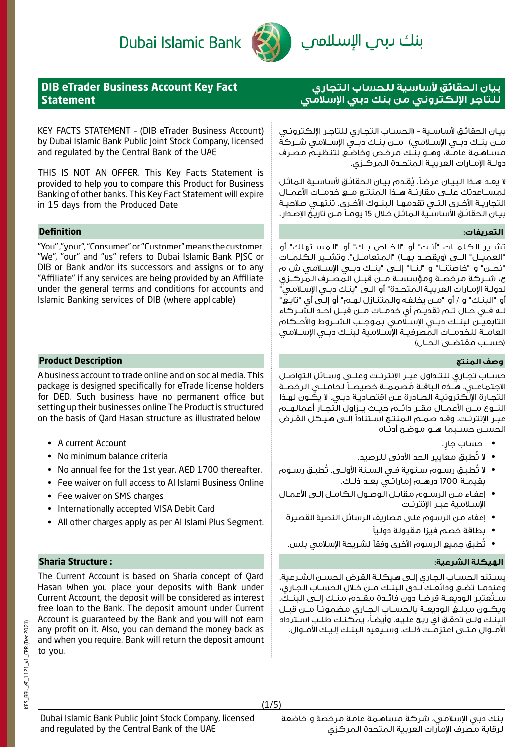Dubai Islamic Bank

بنك دبي الإسلامي

## DIB eTrader Business Account Key Fact Statement

KEY FACTS STATEMENT - (DIB eTrader Business Account) by Dubai Islamic Bank Public Joint Stock Company, licensed and regulated by the Central Bank of the UAE

THIS IS NOT AN OFFER. This Key Facts Statement is provided to help you to compare this Product for Business Banking of other banks. This Key Fact Statement will expire in 15 days from the Produced Date

### Definition

"You","your","Consumer" or "Customer" means the customer. "We", "our" and "us" refers to Dubai Islamic Bank PJSC or DIB or Bank and/or its successors and assigns or to any "Affiliate" if any services are being provided by an Affiliate under the general terms and conditions for accounts and Islamic Banking services of DIB (where applicable)

### Product Description

A business account to trade online and on social media. This package is designed specifically for eTrade license holders for DED. Such business have no permanent office but setting up their businesses online The Product is structured on the basis of Qard Hasan structure as illustrated below

- A current Account
- No minimum balance criteria
- No annual fee for the 1st year. AED 1700 thereafter.
- Fee waiver on full access to Al Islami Business Online
- Fee waiver on SMS charges
- Internationally accepted VISA Debit Card
- All other charges apply as per Al Islami Plus Segment.

### Sharia Structure :

The Current Account is based on Sharia concept of Qard Hasan When you place your deposits with Bank under Current Account, the deposit will be considered as interest free loan to the Bank. The deposit amount under Current Account is guaranteed by the Bank and you will not earn any profit on it. Also, you can demand the money back as and when you require. Bank will return the deposit amount to you.

## بيان الحقائق لأساسية للحساب التجاري للتاجر الإلكتروني من بنك دبي الإسلامي

بيان الحقائق لأساسية - (الحساب التجاري للتاجر الإلكتروني من بنك دبي الإسلامي) من بنك دبي الإسلامي شركة مساهمة عامة، وهو بنك مرخص وخاضع لتنظيم مصرف دولة الإمارات العربية المتحدة المركزي.

لا يعد هذا البيان عرضاً. يُقدم بيان الحقائق لأساسية الماثل لمساعدتك على مقارنة هذا المنتج مع خدمات الأعمال التجارية الأخرى التي تقدمها البنوك الأخرى. تنتهي صلاحية بيان الحقائق الأساسية الماثل خلال 15 يوماً من تاريخ الإصدار.

### التعريفات:

تشير الكلمات "أنت" أو "الخاص بك" أو "المستهلك" أو "العميل" الى (ويقصد بها) "المتعامل". وتشير الكلمات "نحن" و "خاصتنا" و "لنا" إلى "بنك دبي الإسلامي ش م ع، شركة مرخصة ومؤسسة من قبل المصرف المركزي لدولة الإمارات العربية المتحدة" أو الى "بنك دبي الإسلامي" أو "البنك" و / أو "من يخلفه والمتنازل لهم" أو إلى أي "تابع" له في حال تم تقديم أي خدمات من قبل أحد الشركاء التابعين لبنك دبي الإسلامي بموجب الشروط والأحكام العامة للخدمات المصرفية الإسلامية لبنك دبي الإسلامي (حسب مقتضى الحال)

### وصف المنتج

حساب تجاري للتداول عبر الإنترنت وعلى وسائل التواصل الاجتماعي. هذه الباقة مُصممة خصيصاً لحاملي الرخصة التجارة الإلكترونية الصادرة عن اقتصادية دبي. لا يكون لهذا النوع من الأعمال مقر دائم حيث يزاول التجار أعمالهم عبر الإنترنت. وقد صمم المنتج استناداً إلى هيكل القرض الحسن حسبما هو موضح أدناه

- حساب جارٍ.
- لا تُطبق معايير الحد الأدنى للرصيد.
- لا تُطبق رسوم سنوية في السنة الأولى. تُطبق رسوم بقيمة 1700 درهم إماراتي بعد ذلك.
- إعفاء من الرسوم مقابل الوصول الكامل إلى الأعمال الإسلامية عبر الإنترنت
- إعفاء من الرسوم على مصاريف الرسائل النصية القصيرة
- بطاقة خصم فيزا مقبولة دولياً
- تُطبق جميع الرسوم الأخرى وفقاً لشريحة الإسلامي بلس.

### الهيكلة الشرعية:

يستند الحساب الجاري إلى هيكلة القرض الحسن الشرعية. وعندما تضع ودائعك لدى البنك من خلال الحساب الجاري، ستُعتبر الوديعة قرضاً دون فائدة مقدم منك إلى البنك. ويكون مبلغ الوديعة بالحساب الجاري مضموناً من قبل البنك ولن تحقق أي ربح عليه. وأيضاً، يمكنك طلب استرداد الأموال متى اعتزمت ذلك. وسيعيد البنك إليك الأموال.

Dubai Islamic Bank Public Joint Stock Company, licensed and regulated by the Central Bank of the UAE

بنك دبي الإسلامي، شركة مساهمة عامة مرخصة و خاضعة لرقابة مصرف الإمارات العربية المتحدة المركزي

KFS_BBU_eT_1121_v1_CPR (Dec 2021)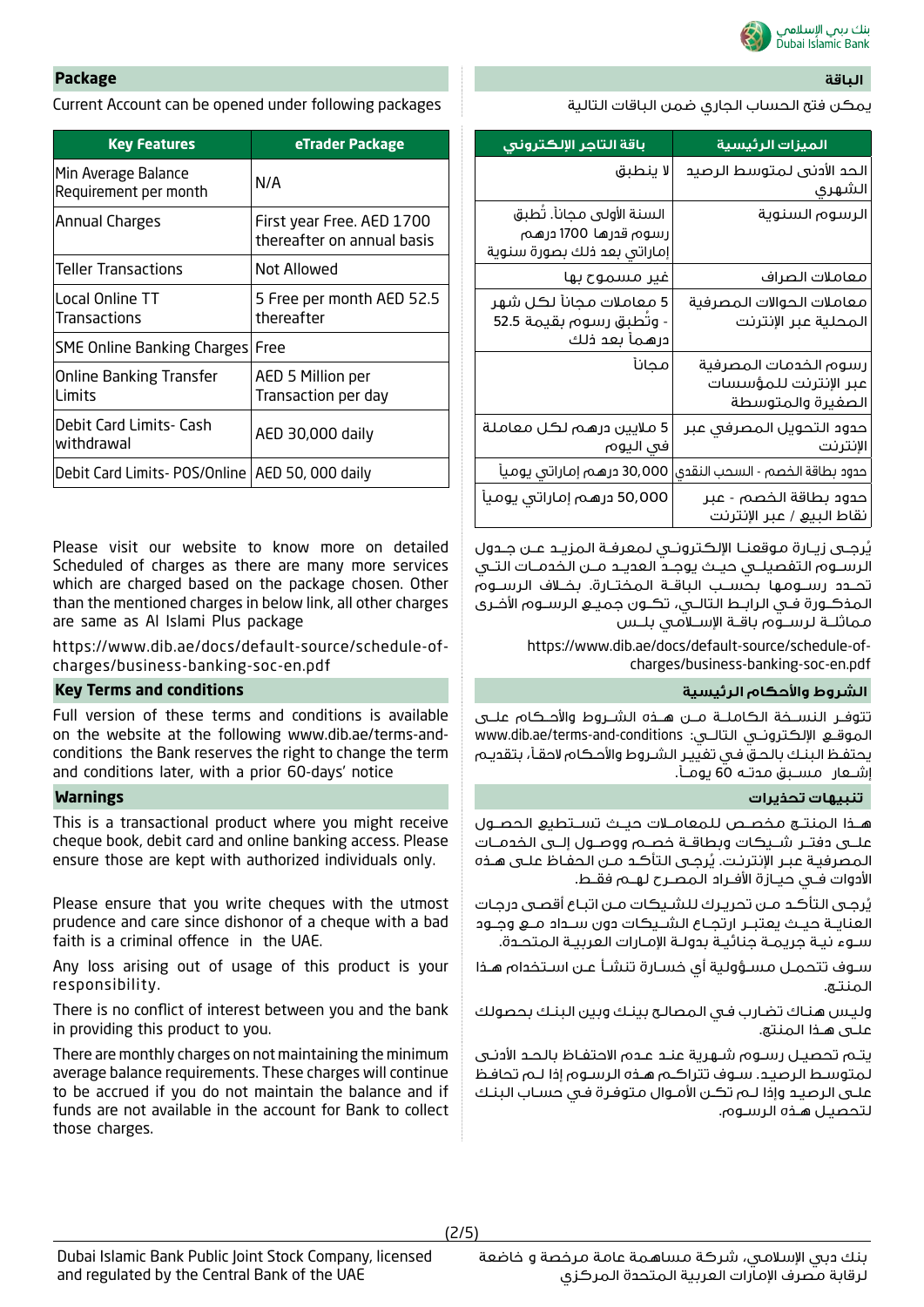## Package

Current Account can be opened under following packages

| Key Features | eTrader Package |
|---|---|
| Min Average Balance Requirement per month | N/A |
| Annual Charges | First year Free. AED 1700 thereafter on annual basis |
| Teller Transactions | Not Allowed |
| Local Online TT Transactions | 5 Free per month AED 52.5 thereafter |
| SME Online Banking Charges | Free |
| Online Banking Transfer Limits | AED 5 Million per Transaction per day |
| Debit Card Limits- Cash withdrawal | AED 30,000 daily |
| Debit Card Limits- POS/Online | AED 50, 000 daily |

Please visit our website to know more on detailed Scheduled of charges as there are many more services which are charged based on the package chosen. Other than the mentioned charges in below link, all other charges are same as Al Islami Plus package

https://www.dib.ae/docs/default-source/schedule-of-charges/business-banking-soc-en.pdf

## Key Terms and conditions

Full version of these terms and conditions is available on the website at the following www.dib.ae/terms-and-conditions the Bank reserves the right to change the term and conditions later, with a prior 60-days' notice

## Warnings

This is a transactional product where you might receive cheque book, debit card and online banking access. Please ensure those are kept with authorized individuals only.

Please ensure that you write cheques with the utmost prudence and care since dishonor of a cheque with a bad faith is a criminal offence in the UAE.

Any loss arising out of usage of this product is your responsibility.

There is no conflict of interest between you and the bank in providing this product to you.

There are monthly charges on not maintaining the minimum average balance requirements. These charges will continue to be accrued if you do not maintain the balance and if funds are not available in the account for Bank to collect those charges.

## الباقة

يمكن فتح الحساب الجاري ضمن الباقات التالية

| الميزات الرئيسية | باقة التاجر الإلكتروني |
|---|---|
| الحد الأدنى لمتوسط الرصيد الشهري | لا ينطبق |
| الرسوم السنوية | السنة الأولى مجاناً. تُطبق رسوم قدرها 1700 درهم إماراتي بعد ذلك بصورة سنوية |
| معاملات الصراف | غير مسموح بها |
| معاملات الحوالات المصرفية المحلية عبر الإنترنت | 5 معاملات مجاناً لكل شهر - وتُطبق رسوم بقيمة 52.5 درهماً بعد ذلك |
| رسوم الخدمات المصرفية عبر الإنترنت للمؤسسات الصغيرة والمتوسطة | مجاناً |
| حدود التحويل المصرفي عبر الإنترنت | 5 ملايين درهم لكل معاملة في اليوم |
| حدود بطاقة الخصم - السحب النقدي | 30,000 درهم إماراتي يومياً |
| حدود بطاقة الخصم - عبر نقاط البيع / عبر الإنترنت | 50,000 درهم إماراتي يومياً |

يُرجى زيارة موقعنا الإلكتروني لمعرفة المزيد عن جدول الرسوم التفصيلي حيث يوجد العديد من الخدمات التي تحدد رسومها بحسب الباقة المختارة. بخلاف الرسوم المذكورة في الرابط التالي، تكون جميع الرسوم الأخرى مماثلة لرسوم باقة الإسلامي بلس

https://www.dib.ae/docs/default-source/schedule-of-charges/business-banking-soc-en.pdf

## الشروط والأحكام الرئيسية

تتوفر النسخة الكاملة من هذه الشروط والأحكام على الموقع الإلكتروني التالي: www.dib.ae/terms-and-conditions يحتفظ البنك بالحق في تغيير الشروط والأحكام لاحقاً، بتقديم إشعار مسبق مدته 60 يوماً.

## تنبيهات تحذيرات

هذا المنتج مخصص للمعاملات حيث تستطيع الحصول على دفتر شيكات وبطاقة خصم ووصول إلى الخدمات المصرفية عبر الإنترنت. يُرجى التأكد من الحفاظ على هذه الأدوات في حيازة الأفراد المصرح لهم فقط.

يُرجى التأكد من تحريرك للشيكات من اتباع أقصى درجات العناية حيث يعتبر ارتجاع الشيكات دون سداد مع وجود سوء نية جريمة جنائية بدولة الإمارات العربية المتحدة.

سوف تتحمل مسؤولية أي خسارة تنشأ عن استخدام هذا المنتج.

وليس هناك تضارب في المصالح بينك وبين البنك بحصولك على هذا المنتج.

يتم تحصيل رسوم شهرية عند عدم الاحتفاظ بالحد الأدنى لمتوسط الرصيد. سوف تتراكم هذه الرسوم إذا لم تحافظ على الرصيد وإذا لم تكن الأموال متوفرة في حساب البنك لتحصيل هذه الرسوم.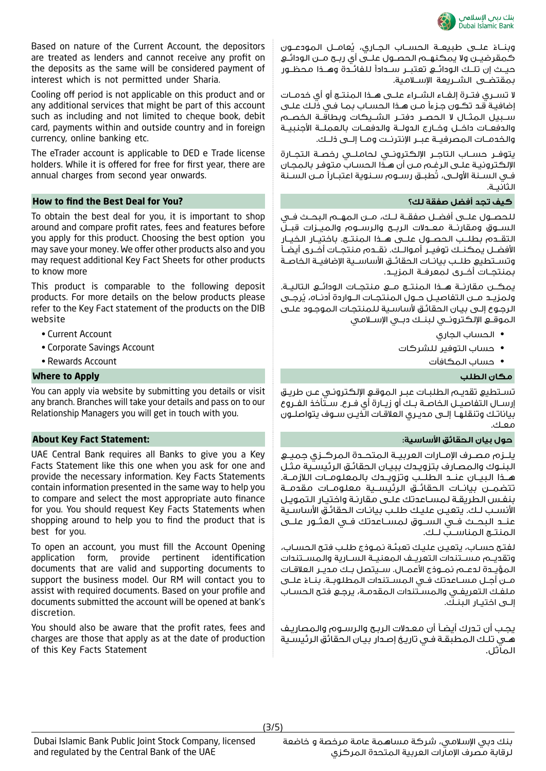Based on nature of the Current Account, the depositors are treated as lenders and cannot receive any profit on the deposits as the same will be considered payment of interest which is not permitted under Sharia.

وبناءً على طبيعة الحساب الجاري، يُعامل المودعون كمقرضين ولا يمكنهم الحصول على أي ربح من الودائع حيث إن تلك الودائع تعتبر سداداً للفائدة وهذا محظور بمقتضى الشريعة الإسلامية.

Cooling off period is not applicable on this product and or any additional services that might be part of this account such as including and not limited to cheque book, debit card, payments within and outside country and in foreign currency, online banking etc.

لا تسري فترة إلغاء الشراء على هذا المنتج أو أي خدمات إضافية قد تكون جزءاً من هذا الحساب بما في ذلك على سبيل المثال لا الحصر دفتر الشيكات وبطاقة الخصم والدفعات داخل وخارج الدولة والدفعات بالعملة الأجنبية والخدمات المصرفية عبر الإنترنت وما إلى ذلك.

The eTrader account is applicable to DED e Trade license holders. While it is offered for free for first year, there are annual charges from second year onwards.

يتوفر حساب التاجر الإلكتروني لحاملي رخصة التجارة الإلكترونية على الرغم من أن هذا الحساب متوفر بالمجان في السنة الأولى، تُطبق رسوم سنوية اعتباراً من السنة الثانية.

## How to find the Best Deal for You?

## كيف تجد أفضل صفقة لك؟

To obtain the best deal for you, it is important to shop around and compare profit rates, fees and features before you apply for this product. Choosing the best option you may save your money. We offer other products also and you may request additional Key Fact Sheets for other products to know more

للحصول على أفضل صفقة لك، من المهم البحث في السوق ومقارنة معدلات الربح والرسوم والميزات قبل التقدم بطلب الحصول على هذا المنتج. باختيار الخيار الأفضل يمكنك توفير أموالك. نقدم منتجات أخرى أيضاً وتستطيع طلب بيانات الحقائق الأساسية الإضافية الخاصة بمنتجات أخرى لمعرفة المزيد.

This product is comparable to the following deposit products. For more details on the below products please refer to the Key Fact statement of the products on the DIB website

يمكن مقارنة هذا المنتج مع منتجات الودائع التالية. ولمزيد من التفاصيل حول المنتجات الواردة أدناه، يُرجى الرجوع إلى بيان الحقائق الأساسية للمنتجات الموجود على الموقع الإلكتروني لبنك دبي الإسلامي

- Current Account
- Corporate Savings Account
- Rewards Account

- الحساب الجاري
- حساب التوفير للشركات
- حساب المكافآت

## Where to Apply

## مكان الطلب

You can apply via website by submitting you details or visit any branch. Branches will take your details and pass on to our Relationship Managers you will get in touch with you.

تستطيع تقديم الطلبات عبر الموقع الإلكتروني عن طريق إرسال التفاصيل الخاصة بك أو زيارة أي فرع. ستأخذ الفروع بياناتك وتنقلها إلى مديري العلاقات الذين سوف يتواصلون معك.

## About Key Fact Statement:

## حول بيان الحقائق الأساسية:

UAE Central Bank requires all Banks to give you a Key Facts Statement like this one when you ask for one and provide the necessary information. Key Facts Statements contain information presented in the same way to help you to compare and select the most appropriate auto finance for you. You should request Key Facts Statements when shopping around to help you to find the product that is best for you.

يلزم مصرف الإمارات العربية المتحدة المركزي جميع البنوك والمصارف بتزويدك ببيان الحقائق الرئيسية مثل هذا البيان عند الطلب وتزويدك بالمعلومات اللازمة. تتضمن بيانات الحقائق الرئيسية معلومات مقدمة بنفس الطريقة لمساعدتك على مقارنة واختيار التمويل الأنسب لك. يتعين عليك طلب بيانات الحقائق الأساسية عند البحث في السوق لمساعدتك في العثور على المنتج المناسب لك.

To open an account, you must fill the Account Opening application form, provide pertinent identification documents that are valid and supporting documents to support the business model. Our RM will contact you to assist with required documents. Based on your profile and documents submitted the account will be opened at bank's discretion.

لفتح حساب، يتعين عليك تعبئة نموذج طلب فتح الحساب، وتقديم مستندات التعريف المعنية السارية والمستندات المؤيدة لدعم نموذج الأعمال. سيتصل بك مدير العلاقات من أجل مساعدتك في المستندات المطلوبة. بناءً على ملفك التعريفي والمستندات المقدمة، يرجع فتح الحساب إلى اختيار البنك.

You should also be aware that the profit rates, fees and charges are those that apply as at the date of production of this Key Facts Statement

يجب أن تدرك أيضاً أن معدلات الربح والرسوم والمصاريف هي تلك المطبقة في تاريخ إصدار بيان الحقائق الرئيسية الماثل.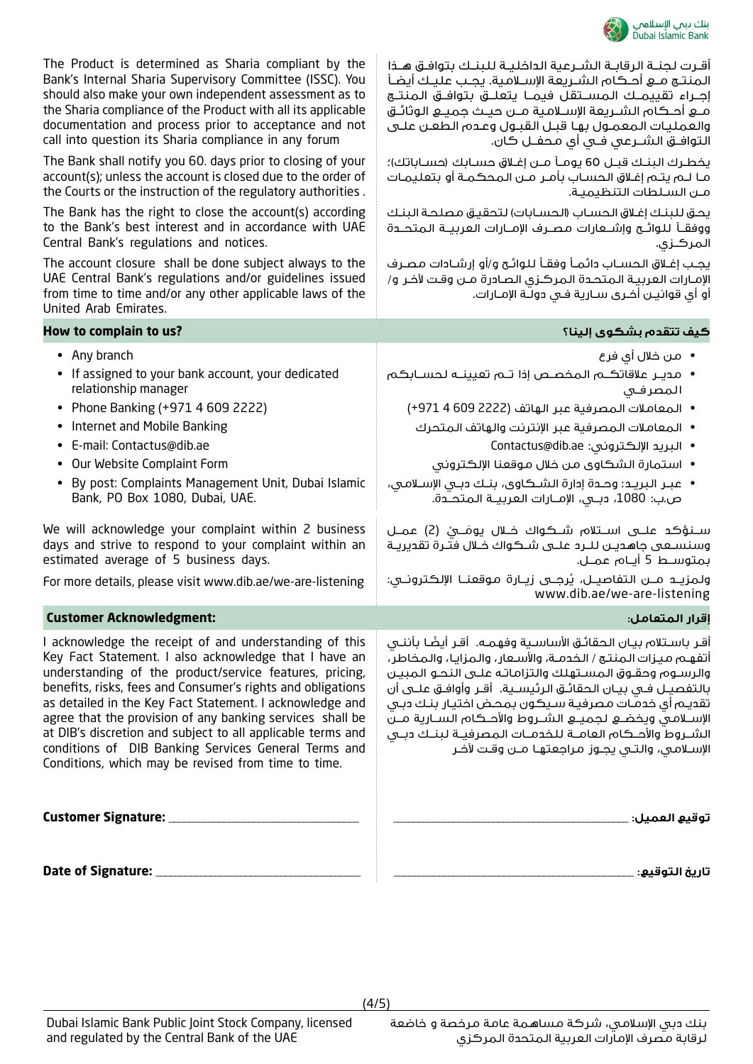The Product is determined as Sharia compliant by the Bank's Internal Sharia Supervisory Committee (ISSC). You should also make your own independent assessment as to the Sharia compliance of the Product with all its applicable documentation and process prior to acceptance and not call into question its Sharia compliance in any forum

أقرت لجنة الرقابة الشرعية الداخلية للبنك بتوافق هذا المنتج مع أحكام الشريعة الإسلامية. يجب عليك أيضاً إجراء تقييمك المستقل فيما يتعلق بتوافق المنتج مع أحكام الشريعة الإسلامية من حيث جميع الوثائق والعمليات المعمول بها قبل القبول وعدم الطعن على التوافق الشرعي في أي محفل كان.

The Bank shall notify you 60. days prior to closing of your account(s); unless the account is closed due to the order of the Courts or the instruction of the regulatory authorities .

يخطرك البنك قبل 60 يوماً من إغلاق حسابك (حساباتك)؛ ما لم يتم إغلاق الحساب بأمر من المحكمة أو بتعليمات من السلطات التنظيمية.

The Bank has the right to close the account(s) according to the Bank's best interest and in accordance with UAE Central Bank's regulations and notices.

يحق للبنك إغلاق الحساب (الحسابات) لتحقيق مصلحة البنك ووفقاً للوائح وإشعارات مصرف الإمارات العربية المتحدة المركزي.

The account closure shall be done subject always to the UAE Central Bank's regulations and/or guidelines issued from time to time and/or any other applicable laws of the United Arab Emirates.

يجب إغلاق الحساب دائماً وفقاً للوائح و/أو إرشادات مصرف الإمارات العربية المتحدة المركزي الصادرة من وقت لآخر و/ أو أي قوانين أخرى سارية في دولة الإمارات.

## How to complain to us?

## كيف تتقدم بشكوى إلينا؟

- Any branch
- If assigned to your bank account, your dedicated relationship manager
- Phone Banking (+971 4 609 2222)
- Internet and Mobile Banking
- E-mail: Contactus@dib.ae
- Our Website Complaint Form
- By post: Complaints Management Unit, Dubai Islamic Bank, PO Box 1080, Dubai, UAE.

- من خلال أي فرع
- مدير علاقاتكم المخصص إذا تم تعيينه لحسابكم المصرفي
- المعاملات المصرفية عبر الهاتف (2222 609 4 971+)
- المعاملات المصرفية عبر الإنترنت والهاتف المتحرك
- البريد الإلكتروني: Contactus@dib.ae
- استمارة الشكاوى من خلال موقعنا الإلكتروني
- عبر البريد: وحدة إدارة الشكاوى، بنك دبي الإسلامي، ص.ب: 1080، دبي، الإمارات العربية المتحدة.

We will acknowledge your complaint within 2 business days and strive to respond to your complaint within an estimated average of 5 business days.

سنؤكد على استلام شكواك خلال يومَيْ (2) عمل وسنسعى جاهدين للرد على شكواك خلال فترة تقديرية بمتوسط 5 أيام عمل.

For more details, please visit www.dib.ae/we-are-listening

ولمزيد من التفاصيل، يُرجى زيارة موقعنا الإلكتروني: www.dib.ae/we-are-listening

## Customer Acknowledgment:

## إقرار المتعامل:

I acknowledge the receipt of and understanding of this Key Fact Statement. I also acknowledge that I have an understanding of the product/service features, pricing, benefits, risks, fees and Consumer's rights and obligations as detailed in the Key Fact Statement. I acknowledge and agree that the provision of any banking services shall be at DIB's discretion and subject to all applicable terms and conditions of DIB Banking Services General Terms and Conditions, which may be revised from time to time.

أقر باستلام بيان الحقائق الأساسية وفهمه. أقر أيضًا بأنني أتفهم ميزات المنتج / الخدمة، والأسعار، والمزايا، والمخاطر، والرسوم وحقوق المستهلك والتزاماته على النحو المبين بالتفصيل في بيان الحقائق الرئيسية. أقر وأوافق على أن تقديم أي خدمات مصرفية سيكون بمحض اختيار بنك دبي الإسلامي ويخضع لجميع الشروط والأحكام السارية من الشروط والأحكام العامة للخدمات المصرفية لبنك دبي الإسلامي، والتي يجوز مراجعتها من وقت لآخر

**Customer Signature:** ______________________

**توقيع العميل:** ______________________

**Date of Signature:** ______________________

**تاريخ التوقيع:** ______________________

Dubai Islamic Bank Public Joint Stock Company, licensed and regulated by the Central Bank of the UAE

بنك دبي الإسلامي، شركة مساهمة عامة مرخصة و خاضعة لرقابة مصرف الإمارات العربية المتحدة المركزي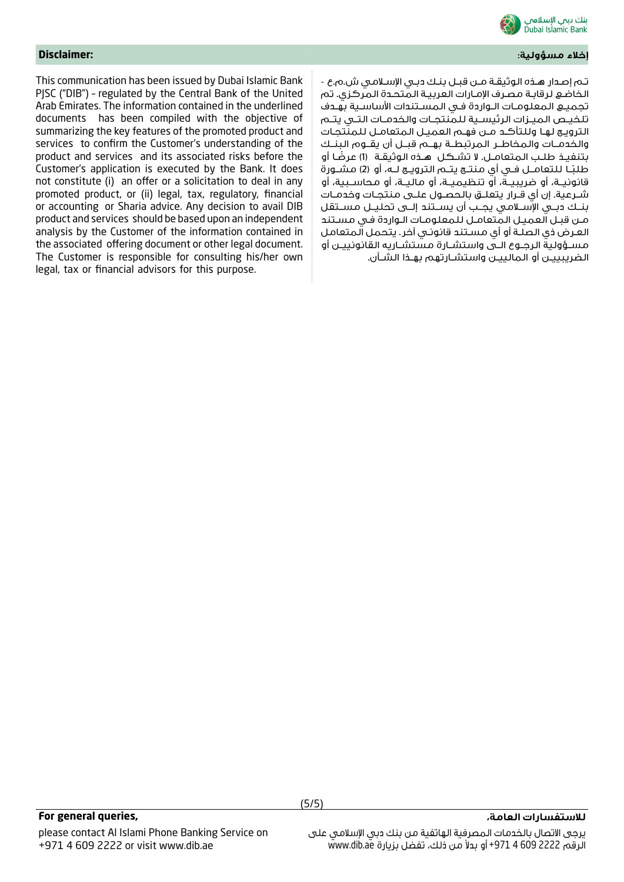## Disclaimer:

This communication has been issued by Dubai Islamic Bank PJSC ("DIB") – regulated by the Central Bank of the United Arab Emirates. The information contained in the underlined documents has been compiled with the objective of summarizing the key features of the promoted product and services to confirm the Customer's understanding of the product and services and its associated risks before the Customer's application is executed by the Bank. It does not constitute (i) an offer or a solicitation to deal in any promoted product, or (ii) legal, tax, regulatory, financial or accounting or Sharia advice. Any decision to avail DIB product and services should be based upon an independent analysis by the Customer of the information contained in the associated offering document or other legal document. The Customer is responsible for consulting his/her own legal, tax or financial advisors for this purpose.

## إخلاء مسؤولية:

تم إصدار هذه الوثيقة من قبل بنك دبي الإسلامي ش.م.ع - الخاضع لرقابة مصرف الإمارات العربية المتحدة المركزي. تم تجميع المعلومات الواردة في المستندات الأساسية بهدف تلخيص الميزات الرئيسية للمنتجات والخدمات التي يتم الترويج لها وللتأكد من فهم العميل المتعامل للمنتجات والخدمات والمخاطر المرتبطة بهم قبل أن يقوم البنك بتنفيذ طلب المتعامل. لا تشكل هذه الوثيقة (1) عرضًا أو طلبًا للتعامل في أي منتج يتم الترويج له، أو (2) مشورة قانونية، أو ضريبية، أو تنظيمية، أو مالية، أو محاسبية، أو شرعية. إن أي قرار يتعلق بالحصول على منتجات وخدمات بنك دبي الإسلامي يجب أن يستند إلى تحليل مستقل من قبل العميل المتعامل للمعلومات الواردة في مستند العرض ذي الصلة أو أي مستند قانوني آخر. يتحمل المتعامل مسؤولية الرجوع الى واستشارة مستشاريه القانونيين أو الضريبيين أو الماليين واستشارتهم بهذا الشأن.

**For general queries,**

please contact Al Islami Phone Banking Service on +971 4 609 2222 or visit www.dib.ae

**للاستفسارات العامة،**

يرجى الاتصال بالخدمات المصرفية الهاتفية من بنك دبي الإسلامي على الرقم 2222 609 4 971+ أو بدلاً من ذلك، تفضل بزيارة www.dib.ae